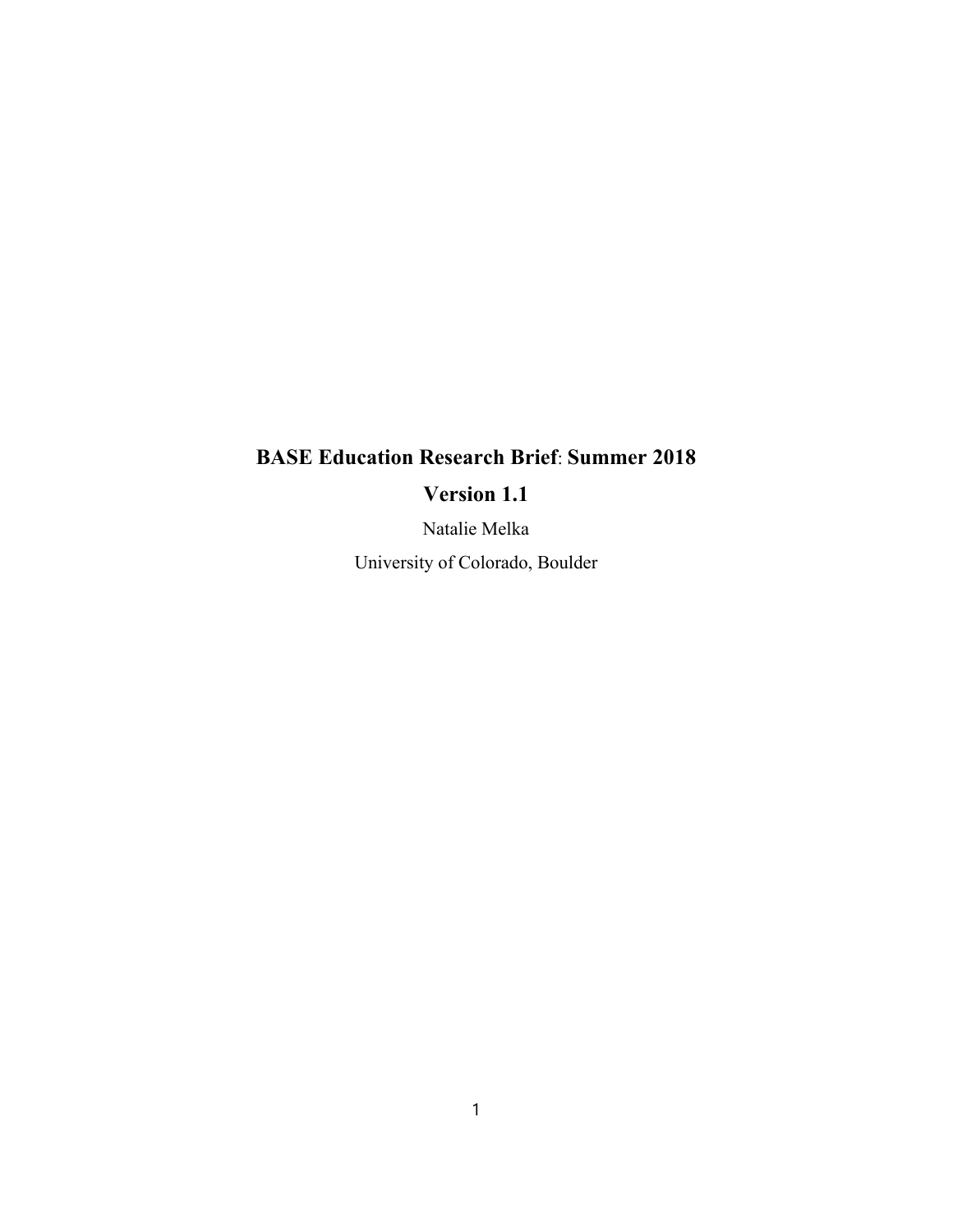# BASE Education Research Brief: Summer 2018

## Version 1.1

Natalie Melka

University of Colorado, Boulder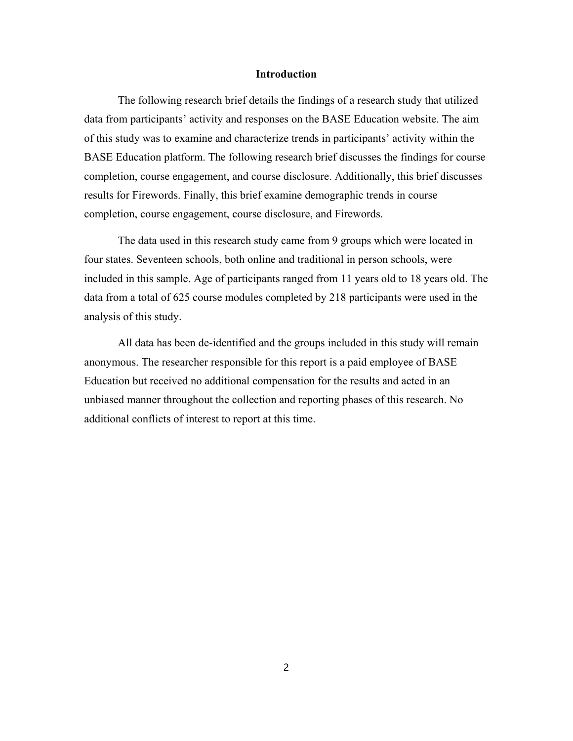## Introduction

The following research brief details the findings of a research study that utilized data from participants' activity and responses on the BASE Education website. The aim of this study was to examine and characterize trends in participants' activity within the BASE Education platform. The following research brief discusses the findings for course completion, course engagement, and course disclosure. Additionally, this brief discusses results for Firewords. Finally, this brief examine demographic trends in course completion, course engagement, course disclosure, and Firewords.

The data used in this research study came from 9 groups which were located in four states. Seventeen schools, both online and traditional in person schools, were included in this sample. Age of participants ranged from 11 years old to 18 years old. The data from a total of 625 course modules completed by 218 participants were used in the analysis of this study.

All data has been de-identified and the groups included in this study will remain anonymous. The researcher responsible for this report is a paid employee of BASE Education but received no additional compensation for the results and acted in an unbiased manner throughout the collection and reporting phases of this research. No additional conflicts of interest to report at this time.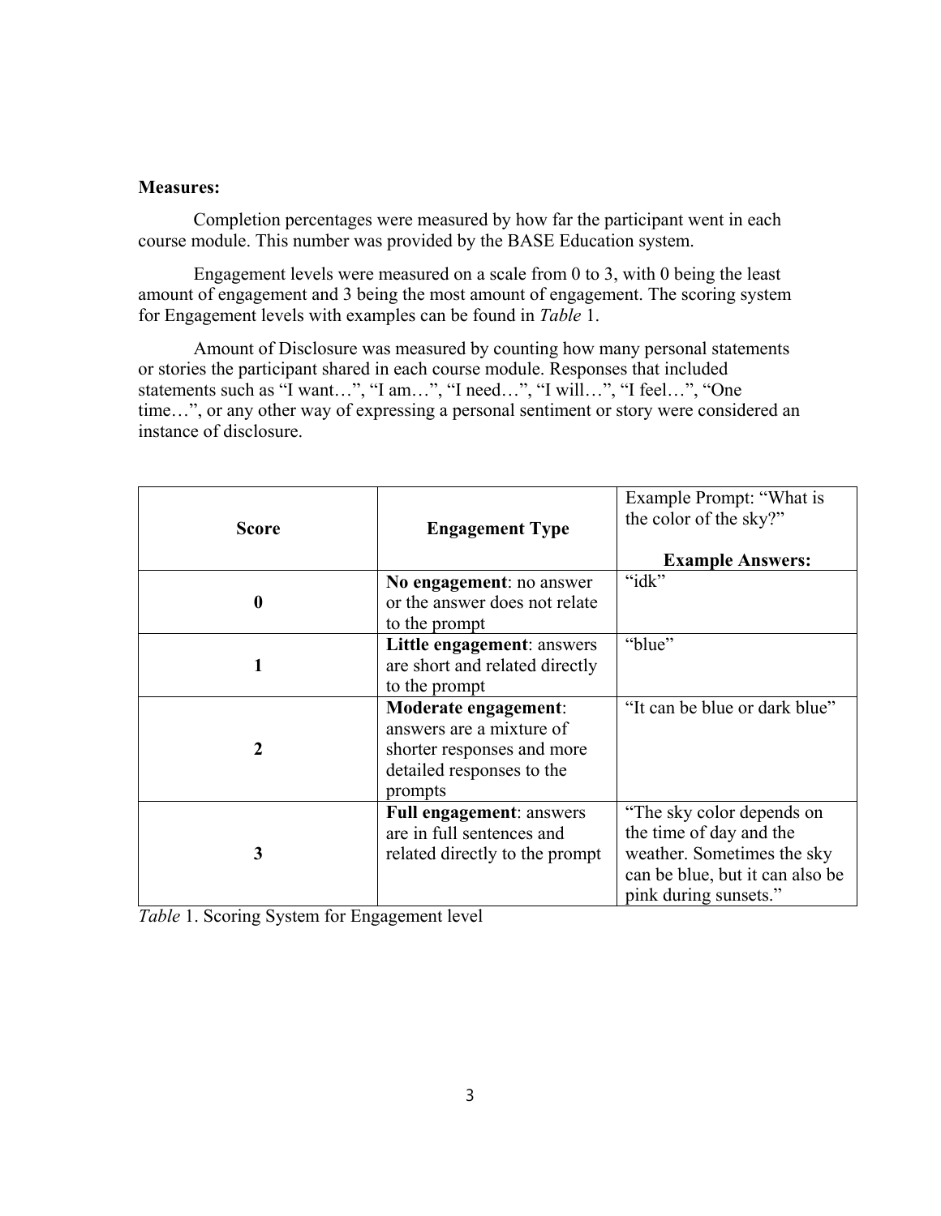**Measures:**

Completion percentages were measured by how far the participant went in each course module. This number was provided by the BASE Education system.

Engagement levels were measured on a scale from 0 to 3, with 0 being the least amount of engagement and 3 being the most amount of engagement. The scoring system for Engagement levels with examples can be found in *Table* 1.

Amount of Disclosure was measured by counting how many personal statements or stories the participant shared in each course module. Responses that included statements such as "I want…", "I am…", "I need…", "I will…", "I feel…", "One time…", or any other way of expressing a personal sentiment or story were considered an instance of disclosure.

| **Score** | **Engagement Type** | Example Prompt: "What is the color of the sky?" **Example Answers:** |
|---|---|---|
| **0** | **No engagement**: no answer or the answer does not relate to the prompt | "idk" |
| **1** | **Little engagement**: answers are short and related directly to the prompt | "blue" |
| **2** | **Moderate engagement**: answers are a mixture of shorter responses and more detailed responses to the prompts | "It can be blue or dark blue" |
| **3** | **Full engagement**: answers are in full sentences and related directly to the prompt | "The sky color depends on the time of day and the weather. Sometimes the sky can be blue, but it can also be pink during sunsets." |

*Table* 1. Scoring System for Engagement level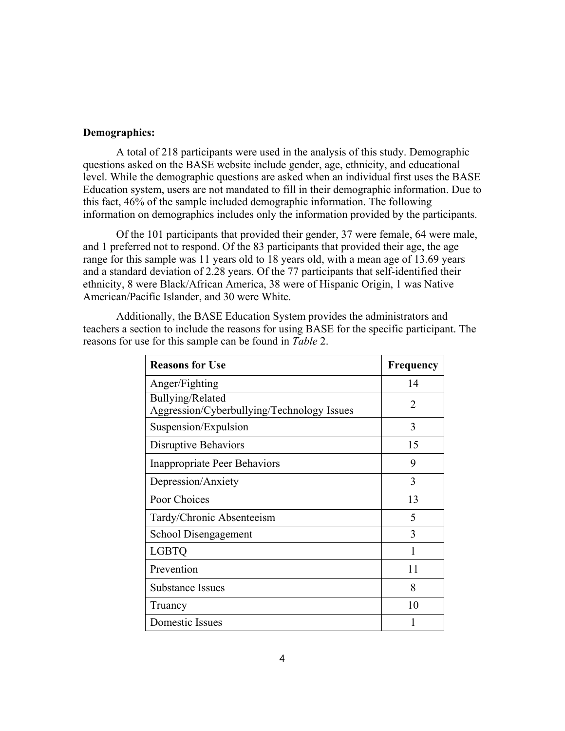**Demographics:**

A total of 218 participants were used in the analysis of this study. Demographic questions asked on the BASE website include gender, age, ethnicity, and educational level. While the demographic questions are asked when an individual first uses the BASE Education system, users are not mandated to fill in their demographic information. Due to this fact, 46% of the sample included demographic information. The following information on demographics includes only the information provided by the participants.

Of the 101 participants that provided their gender, 37 were female, 64 were male, and 1 preferred not to respond. Of the 83 participants that provided their age, the age range for this sample was 11 years old to 18 years old, with a mean age of 13.69 years and a standard deviation of 2.28 years. Of the 77 participants that self-identified their ethnicity, 8 were Black/African America, 38 were of Hispanic Origin, 1 was Native American/Pacific Islander, and 30 were White.

Additionally, the BASE Education System provides the administrators and teachers a section to include the reasons for using BASE for the specific participant. The reasons for use for this sample can be found in *Table* 2.

| **Reasons for Use** | **Frequency** |
|---|---|
| Anger/Fighting | 14 |
| Bullying/Related Aggression/Cyberbullying/Technology Issues | 2 |
| Suspension/Expulsion | 3 |
| Disruptive Behaviors | 15 |
| Inappropriate Peer Behaviors | 9 |
| Depression/Anxiety | 3 |
| Poor Choices | 13 |
| Tardy/Chronic Absenteeism | 5 |
| School Disengagement | 3 |
| LGBTQ | 1 |
| Prevention | 11 |
| Substance Issues | 8 |
| Truancy | 10 |
| Domestic Issues | 1 |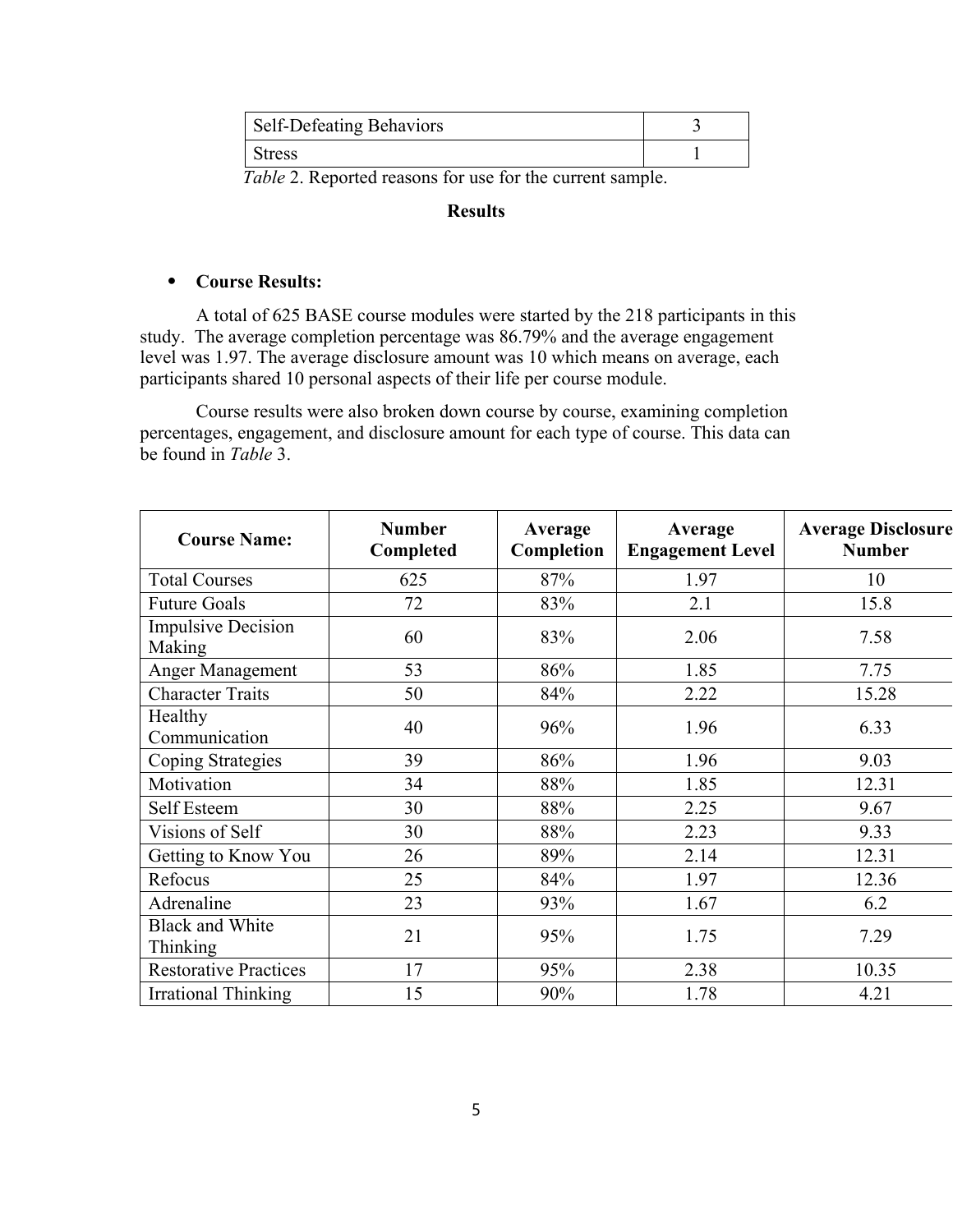| Self-Defeating Behaviors | 3 |
| --- | --- |
| Stress | 1 |

*Table* 2. Reported reasons for use for the current sample.

## Results

- **Course Results:**

A total of 625 BASE course modules were started by the 218 participants in this study. The average completion percentage was 86.79% and the average engagement level was 1.97. The average disclosure amount was 10 which means on average, each participants shared 10 personal aspects of their life per course module.

Course results were also broken down course by course, examining completion percentages, engagement, and disclosure amount for each type of course. This data can be found in *Table* 3.

| Course Name: | Number Completed | Average Completion | Average Engagement Level | Average Disclosure Number |
| --- | --- | --- | --- | --- |
| Total Courses | 625 | 87% | 1.97 | 10 |
| Future Goals | 72 | 83% | 2.1 | 15.8 |
| Impulsive Decision Making | 60 | 83% | 2.06 | 7.58 |
| Anger Management | 53 | 86% | 1.85 | 7.75 |
| Character Traits | 50 | 84% | 2.22 | 15.28 |
| Healthy Communication | 40 | 96% | 1.96 | 6.33 |
| Coping Strategies | 39 | 86% | 1.96 | 9.03 |
| Motivation | 34 | 88% | 1.85 | 12.31 |
| Self Esteem | 30 | 88% | 2.25 | 9.67 |
| Visions of Self | 30 | 88% | 2.23 | 9.33 |
| Getting to Know You | 26 | 89% | 2.14 | 12.31 |
| Refocus | 25 | 84% | 1.97 | 12.36 |
| Adrenaline | 23 | 93% | 1.67 | 6.2 |
| Black and White Thinking | 21 | 95% | 1.75 | 7.29 |
| Restorative Practices | 17 | 95% | 2.38 | 10.35 |
| Irrational Thinking | 15 | 90% | 1.78 | 4.21 |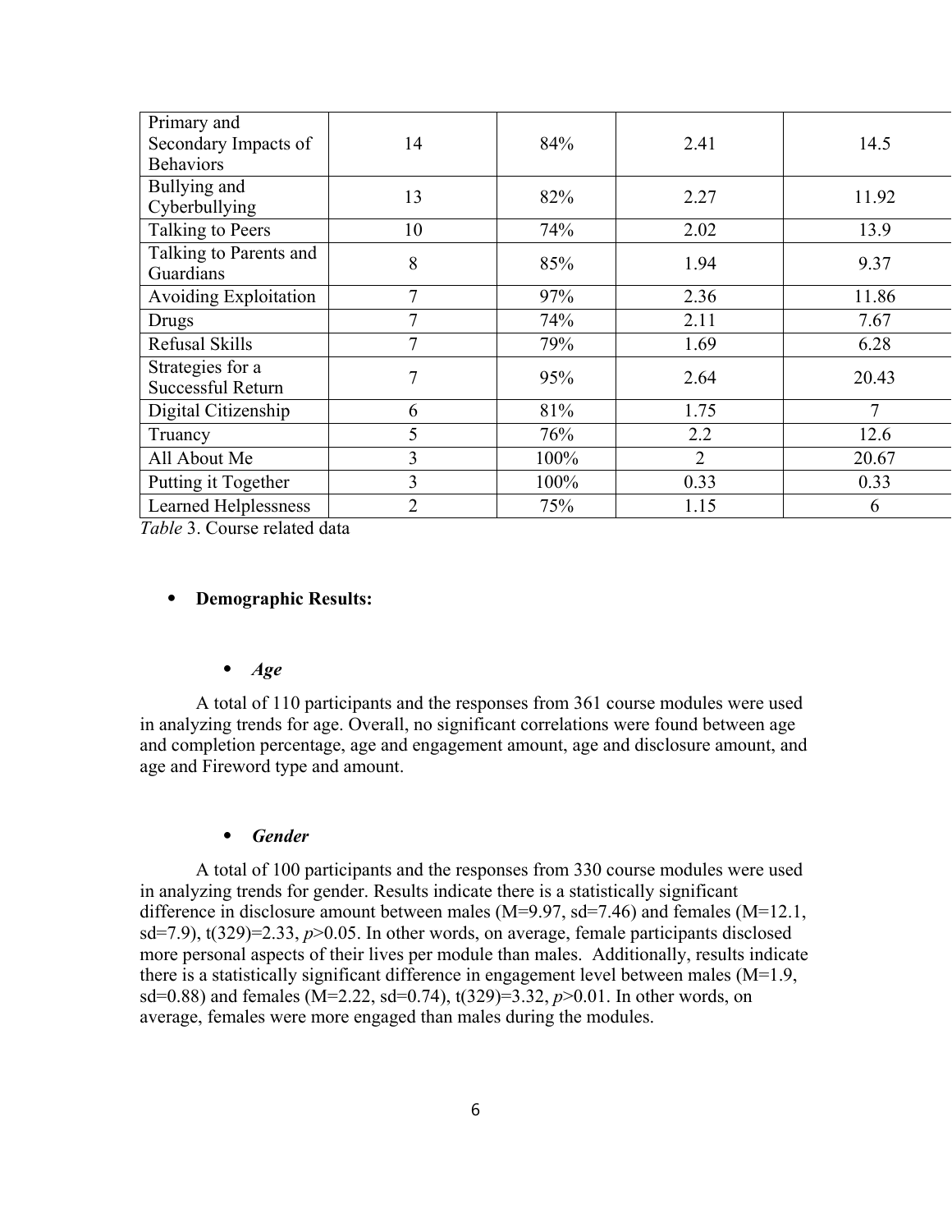| | | | | |
|---|---|---|---|---|
| Primary and Secondary Impacts of Behaviors | 14 | 84% | 2.41 | 14.5 |
| Bullying and Cyberbullying | 13 | 82% | 2.27 | 11.92 |
| Talking to Peers | 10 | 74% | 2.02 | 13.9 |
| Talking to Parents and Guardians | 8 | 85% | 1.94 | 9.37 |
| Avoiding Exploitation | 7 | 97% | 2.36 | 11.86 |
| Drugs | 7 | 74% | 2.11 | 7.67 |
| Refusal Skills | 7 | 79% | 1.69 | 6.28 |
| Strategies for a Successful Return | 7 | 95% | 2.64 | 20.43 |
| Digital Citizenship | 6 | 81% | 1.75 | 7 |
| Truancy | 5 | 76% | 2.2 | 12.6 |
| All About Me | 3 | 100% | 2 | 20.67 |
| Putting it Together | 3 | 100% | 0.33 | 0.33 |
| Learned Helplessness | 2 | 75% | 1.15 | 6 |

*Table* 3. Course related data

- **Demographic Results:**

  - ***Age***

A total of 110 participants and the responses from 361 course modules were used in analyzing trends for age. Overall, no significant correlations were found between age and completion percentage, age and engagement amount, age and disclosure amount, and age and Fireword type and amount.

  - ***Gender***

A total of 100 participants and the responses from 330 course modules were used in analyzing trends for gender. Results indicate there is a statistically significant difference in disclosure amount between males (M=9.97, sd=7.46) and females (M=12.1, sd=7.9), $t(329)=2.33$, $p>0.05$. In other words, on average, female participants disclosed more personal aspects of their lives per module than males. Additionally, results indicate there is a statistically significant difference in engagement level between males (M=1.9, sd=0.88) and females (M=2.22, sd=0.74), $t(329)=3.32$, $p>0.01$. In other words, on average, females were more engaged than males during the modules.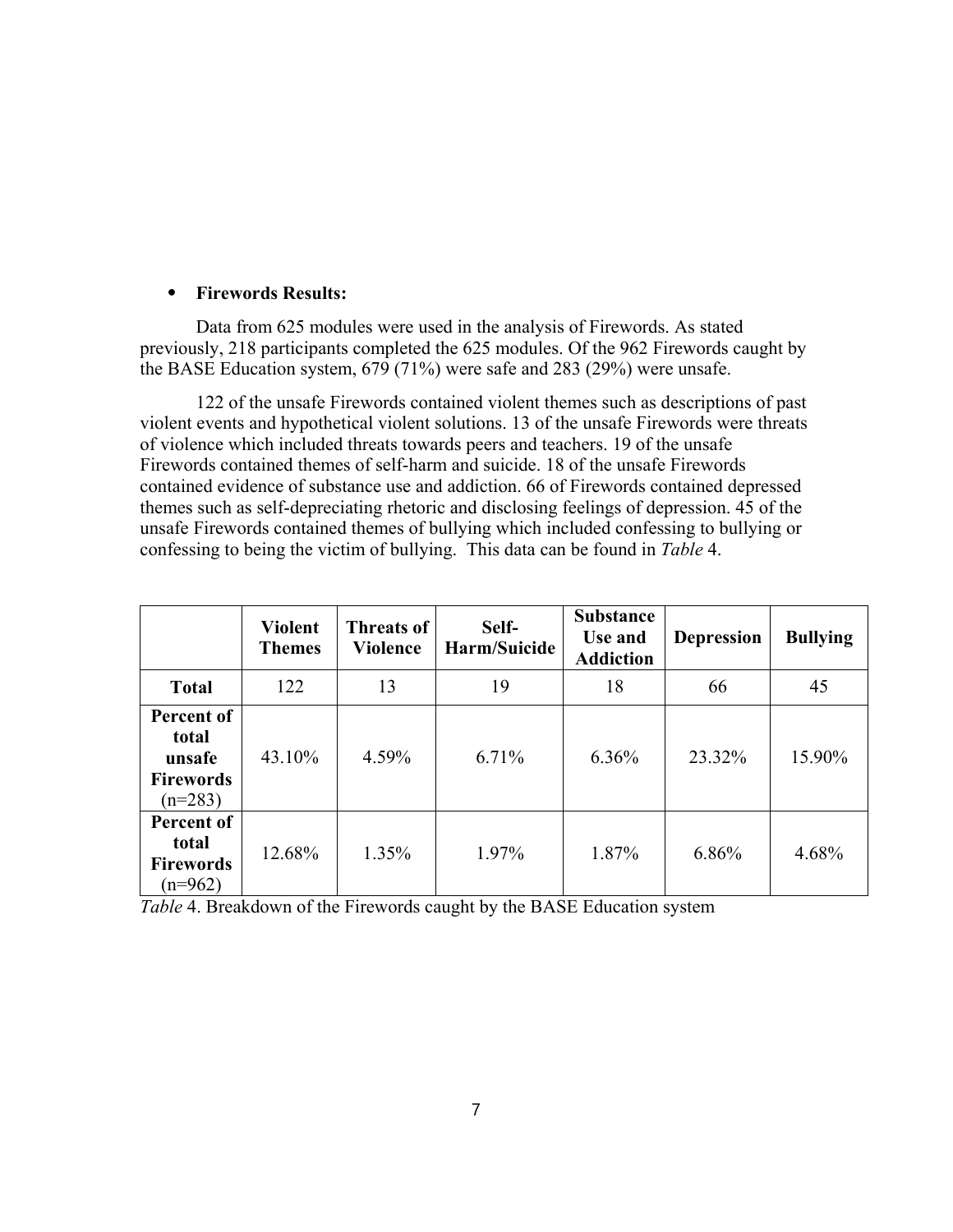- **Firewords Results:**

Data from 625 modules were used in the analysis of Firewords. As stated previously, 218 participants completed the 625 modules. Of the 962 Firewords caught by the BASE Education system, 679 (71%) were safe and 283 (29%) were unsafe.

122 of the unsafe Firewords contained violent themes such as descriptions of past violent events and hypothetical violent solutions. 13 of the unsafe Firewords were threats of violence which included threats towards peers and teachers. 19 of the unsafe Firewords contained themes of self-harm and suicide. 18 of the unsafe Firewords contained evidence of substance use and addiction. 66 of Firewords contained depressed themes such as self-depreciating rhetoric and disclosing feelings of depression. 45 of the unsafe Firewords contained themes of bullying which included confessing to bullying or confessing to being the victim of bullying. This data can be found in *Table* 4.

| | **Violent Themes** | **Threats of Violence** | **Self-Harm/Suicide** | **Substance Use and Addiction** | **Depression** | **Bullying** |
|---|---|---|---|---|---|---|
| **Total** | 122 | 13 | 19 | 18 | 66 | 45 |
| **Percent of total unsafe Firewords** (n=283) | 43.10% | 4.59% | 6.71% | 6.36% | 23.32% | 15.90% |
| **Percent of total Firewords** (n=962) | 12.68% | 1.35% | 1.97% | 1.87% | 6.86% | 4.68% |

*Table* 4. Breakdown of the Firewords caught by the BASE Education system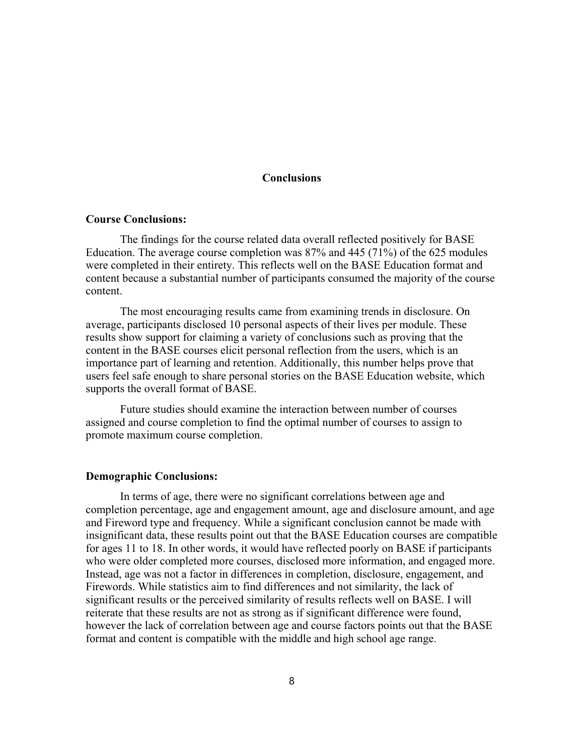# Conclusions

## Course Conclusions:

The findings for the course related data overall reflected positively for BASE Education. The average course completion was 87% and 445 (71%) of the 625 modules were completed in their entirety. This reflects well on the BASE Education format and content because a substantial number of participants consumed the majority of the course content.

The most encouraging results came from examining trends in disclosure. On average, participants disclosed 10 personal aspects of their lives per module. These results show support for claiming a variety of conclusions such as proving that the content in the BASE courses elicit personal reflection from the users, which is an importance part of learning and retention. Additionally, this number helps prove that users feel safe enough to share personal stories on the BASE Education website, which supports the overall format of BASE.

Future studies should examine the interaction between number of courses assigned and course completion to find the optimal number of courses to assign to promote maximum course completion.

## Demographic Conclusions:

In terms of age, there were no significant correlations between age and completion percentage, age and engagement amount, age and disclosure amount, and age and Fireword type and frequency. While a significant conclusion cannot be made with insignificant data, these results point out that the BASE Education courses are compatible for ages 11 to 18. In other words, it would have reflected poorly on BASE if participants who were older completed more courses, disclosed more information, and engaged more. Instead, age was not a factor in differences in completion, disclosure, engagement, and Firewords. While statistics aim to find differences and not similarity, the lack of significant results or the perceived similarity of results reflects well on BASE. I will reiterate that these results are not as strong as if significant difference were found, however the lack of correlation between age and course factors points out that the BASE format and content is compatible with the middle and high school age range.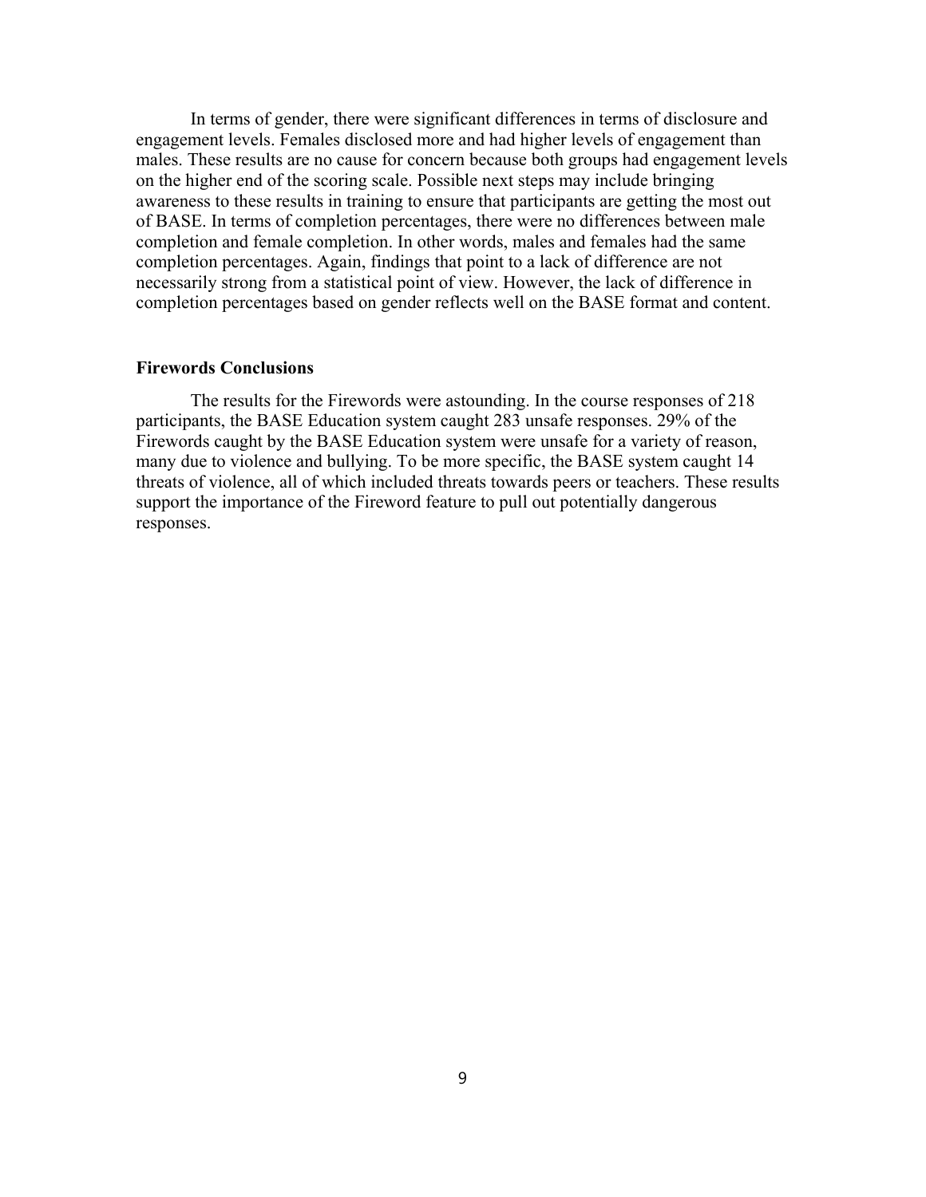In terms of gender, there were significant differences in terms of disclosure and engagement levels. Females disclosed more and had higher levels of engagement than males. These results are no cause for concern because both groups had engagement levels on the higher end of the scoring scale. Possible next steps may include bringing awareness to these results in training to ensure that participants are getting the most out of BASE. In terms of completion percentages, there were no differences between male completion and female completion. In other words, males and females had the same completion percentages. Again, findings that point to a lack of difference are not necessarily strong from a statistical point of view. However, the lack of difference in completion percentages based on gender reflects well on the BASE format and content.

**Firewords Conclusions**

The results for the Firewords were astounding. In the course responses of 218 participants, the BASE Education system caught 283 unsafe responses. 29% of the Firewords caught by the BASE Education system were unsafe for a variety of reason, many due to violence and bullying. To be more specific, the BASE system caught 14 threats of violence, all of which included threats towards peers or teachers. These results support the importance of the Fireword feature to pull out potentially dangerous responses.